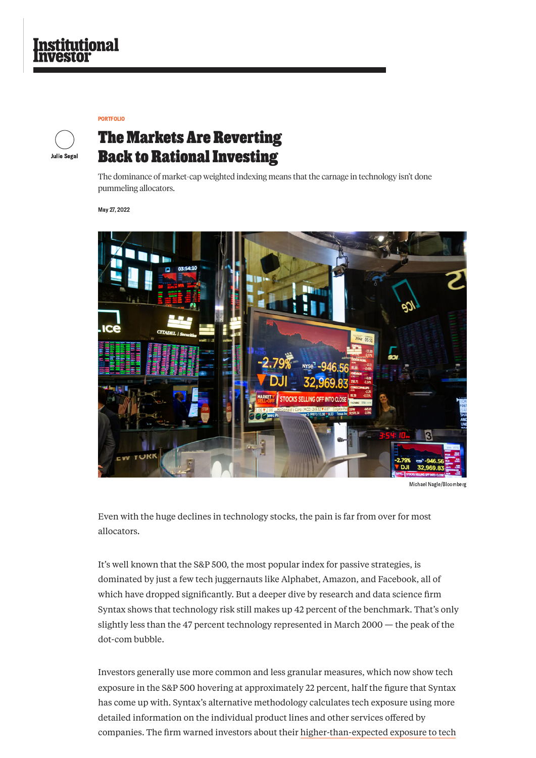Institutional Investor

PORTFOLIO

Julie Segal

# The Markets Are Reverting Back to Rational Investing

The dominance of market-cap weighted indexing means that the carnage in technology isn't done pummeling allocators.

May 27, 2022

Michael Nagle/Bloomberg

Even with the huge declines in technology stocks, the pain is far from over for most allocators.

It's well known that the S&P 500, the most popular index for passive strategies, is dominated by just a few tech juggernauts like Alphabet, Amazon, and Facebook, all of which have dropped significantly. But a deeper dive by research and data science firm Syntax shows that technology risk still makes up 42 percent of the benchmark. That's only slightly less than the 47 percent technology represented in March 2000 — the peak of the dot-com bubble.

Investors generally use more common and less granular measures, which now show tech exposure in the S&P 500 hovering at approximately 22 percent, half the figure that Syntax has come up with. Syntax's alternative methodology calculates tech exposure using more detailed information on the individual product lines and other services offered by companies. The firm warned investors about their higher-than-expected exposure to tech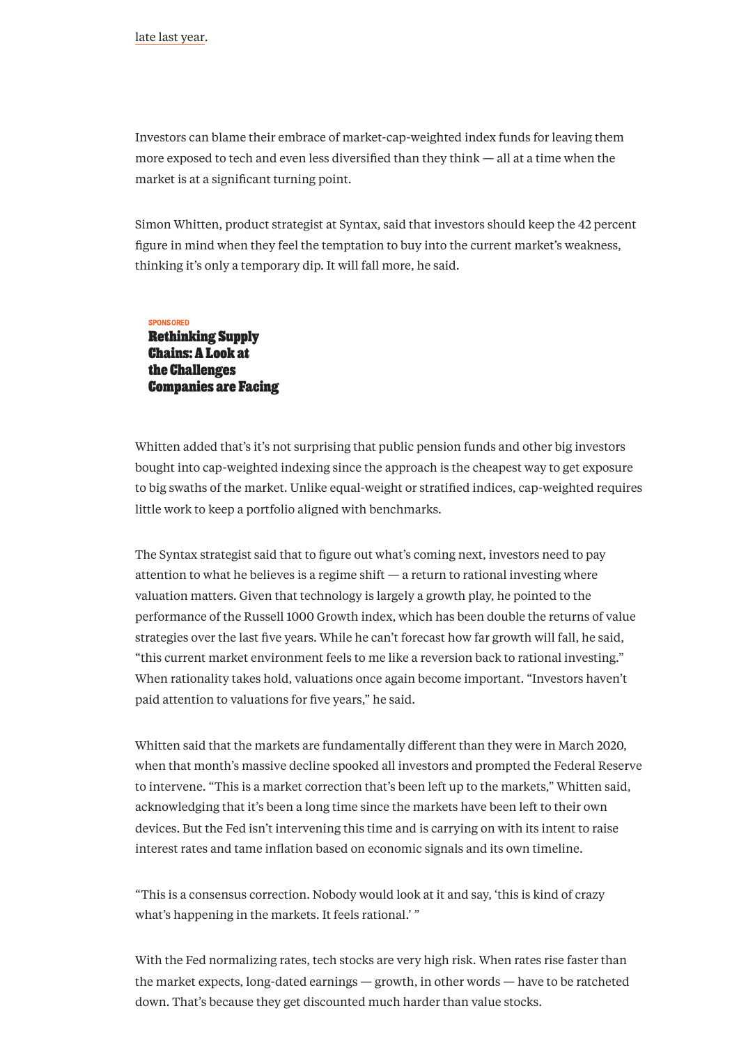late last year.

Investors can blame their embrace of market-cap-weighted index funds for leaving them more exposed to tech and even less diversified than they think — all at a time when the market is at a significant turning point.

Simon Whitten, product strategist at Syntax, said that investors should keep the 42 percent figure in mind when they feel the temptation to buy into the current market's weakness, thinking it's only a temporary dip. It will fall more, he said.

SPONSORED

**Rethinking Supply Chains: A Look at the Challenges Companies are Facing**

Whitten added that's it's not surprising that public pension funds and other big investors bought into cap-weighted indexing since the approach is the cheapest way to get exposure to big swaths of the market. Unlike equal-weight or stratified indices, cap-weighted requires little work to keep a portfolio aligned with benchmarks.

The Syntax strategist said that to figure out what's coming next, investors need to pay attention to what he believes is a regime shift — a return to rational investing where valuation matters. Given that technology is largely a growth play, he pointed to the performance of the Russell 1000 Growth index, which has been double the returns of value strategies over the last five years. While he can't forecast how far growth will fall, he said, "this current market environment feels to me like a reversion back to rational investing." When rationality takes hold, valuations once again become important. "Investors haven't paid attention to valuations for five years," he said.

Whitten said that the markets are fundamentally different than they were in March 2020, when that month's massive decline spooked all investors and prompted the Federal Reserve to intervene. "This is a market correction that's been left up to the markets," Whitten said, acknowledging that it's been a long time since the markets have been left to their own devices. But the Fed isn't intervening this time and is carrying on with its intent to raise interest rates and tame inflation based on economic signals and its own timeline.

"This is a consensus correction. Nobody would look at it and say, 'this is kind of crazy what's happening in the markets. It feels rational.' "

With the Fed normalizing rates, tech stocks are very high risk. When rates rise faster than the market expects, long-dated earnings — growth, in other words — have to be ratcheted down. That's because they get discounted much harder than value stocks.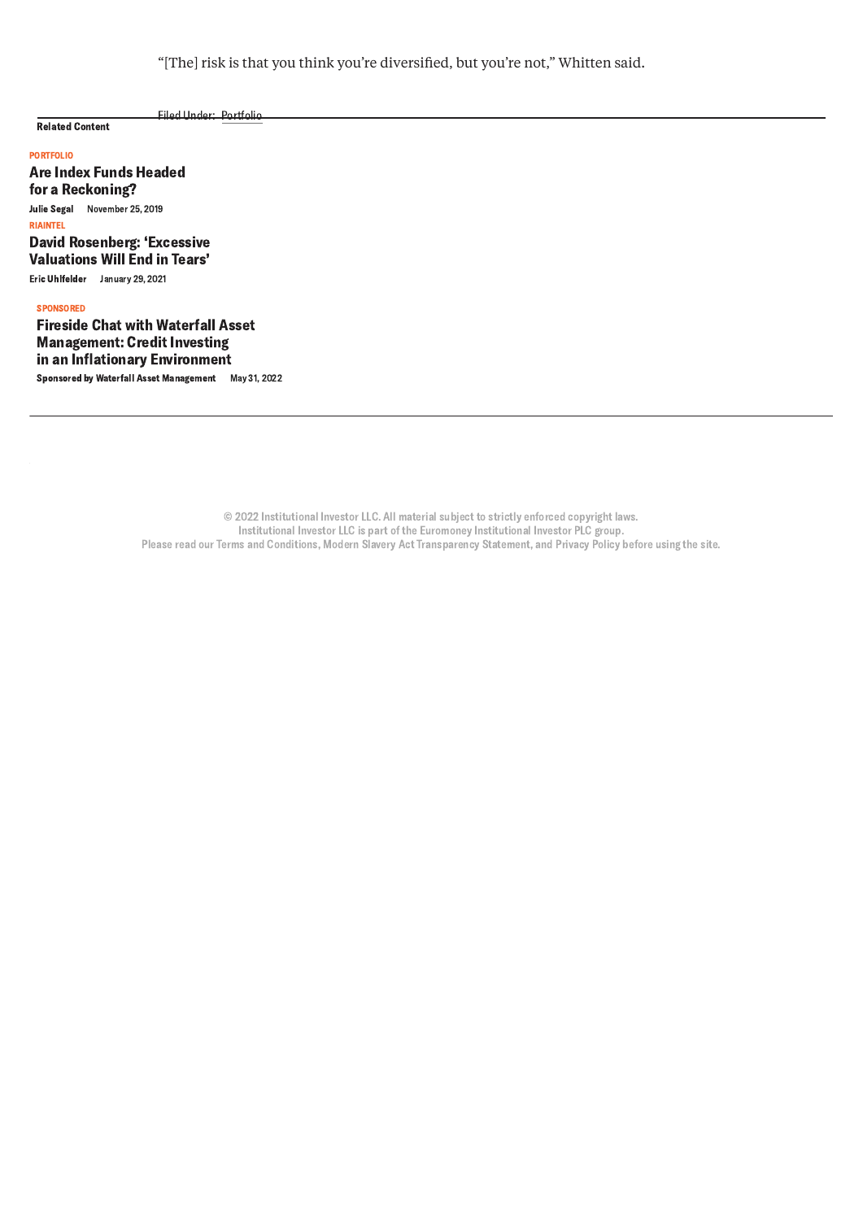"[The] risk is that you think you're diversified, but you're not," Whitten said.

Filed Under: Portfolio

**Related Content**

PORTFOLIO

### Are Index Funds Headed for a Reckoning?

Julie Segal November 25, 2019

RIAINTEL

### David Rosenberg: 'Excessive Valuations Will End in Tears'

Eric Uhlfelder January 29, 2021

SPONSORED

### Fireside Chat with Waterfall Asset Management: Credit Investing in an Inflationary Environment

Sponsored by Waterfall Asset Management May 31, 2022

© 2022 Institutional Investor LLC. All material subject to strictly enforced copyright laws.
Institutional Investor LLC is part of the Euromoney Institutional Investor PLC group.
Please read our Terms and Conditions, Modern Slavery Act Transparency Statement, and Privacy Policy before using the site.